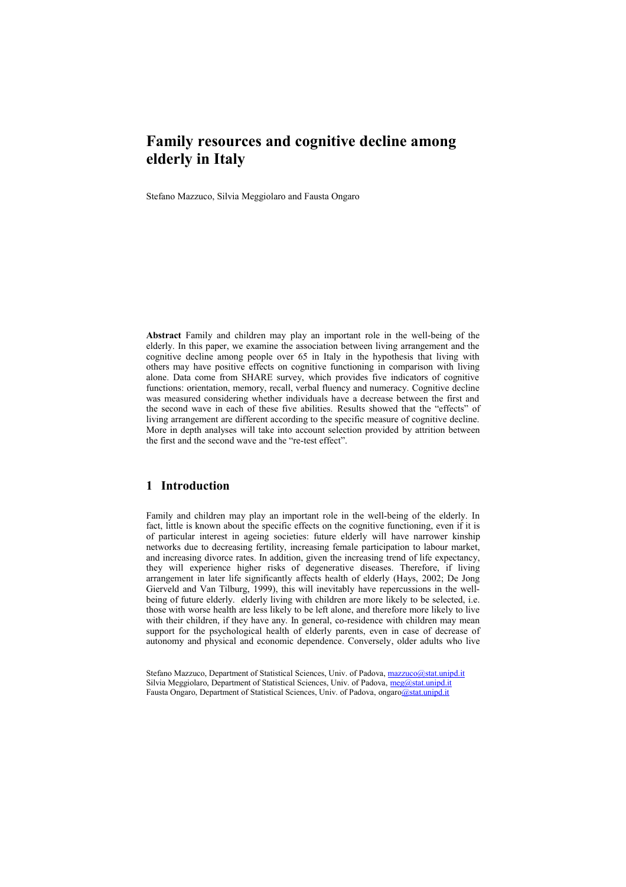# Family resources and cognitive decline among elderly in Italy

Stefano Mazzuco, Silvia Meggiolaro and Fausta Ongaro

**Abstract** Family and children may play an important role in the well-being of the elderly. In this paper, we examine the association between living arrangement and the cognitive decline among people over 65 in Italy in the hypothesis that living with others may have positive effects on cognitive functioning in comparison with living alone. Data come from SHARE survey, which provides five indicators of cognitive functions: orientation, memory, recall, verbal fluency and numeracy. Cognitive decline was measured considering whether individuals have a decrease between the first and the second wave in each of these five abilities. Results showed that the "effects" of living arrangement are different according to the specific measure of cognitive decline. More in depth analyses will take into account selection provided by attrition between the first and the second wave and the "re-test effect".

## 1 Introduction

Family and children may play an important role in the well-being of the elderly. In fact, little is known about the specific effects on the cognitive functioning, even if it is of particular interest in ageing societies: future elderly will have narrower kinship networks due to decreasing fertility, increasing female participation to labour market, and increasing divorce rates. In addition, given the increasing trend of life expectancy, they will experience higher risks of degenerative diseases. Therefore, if living arrangement in later life significantly affects health of elderly (Hays, 2002; De Jong Gierveld and Van Tilburg, 1999), this will inevitably have repercussions in the well-being of future elderly. elderly living with children are more likely to be selected, i.e. those with worse health are less likely to be left alone, and therefore more likely to live with their children, if they have any. In general, co-residence with children may mean support for the psychological health of elderly parents, even in case of decrease of autonomy and physical and economic dependence. Conversely, older adults who live

Stefano Mazzuco, Department of Statistical Sciences, Univ. of Padova, mazzuco@stat.unipd.it
Silvia Meggiolaro, Department of Statistical Sciences, Univ. of Padova, meg@stat.unipd.it
Fausta Ongaro, Department of Statistical Sciences, Univ. of Padova, ongaro@stat.unipd.it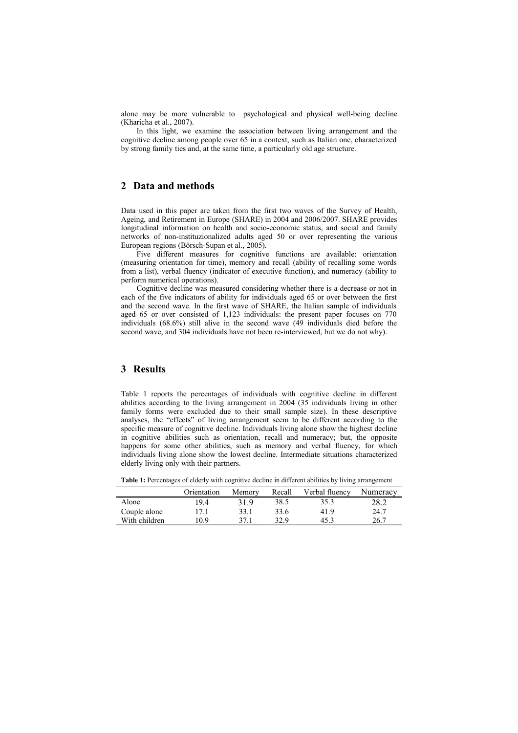alone may be more vulnerable to psychological and physical well-being decline (Kharicha et al., 2007).

In this light, we examine the association between living arrangement and the cognitive decline among people over 65 in a context, such as Italian one, characterized by strong family ties and, at the same time, a particularly old age structure.

## 2 Data and methods

Data used in this paper are taken from the first two waves of the Survey of Health, Ageing, and Retirement in Europe (SHARE) in 2004 and 2006/2007. SHARE provides longitudinal information on health and socio-economic status, and social and family networks of non-instituzionalized adults aged 50 or over representing the various European regions (Börsch-Supan et al., 2005).

Five different measures for cognitive functions are available: orientation (measuring orientation for time), memory and recall (ability of recalling some words from a list), verbal fluency (indicator of executive function), and numeracy (ability to perform numerical operations).

Cognitive decline was measured considering whether there is a decrease or not in each of the five indicators of ability for individuals aged 65 or over between the first and the second wave. In the first wave of SHARE, the Italian sample of individuals aged 65 or over consisted of 1,123 individuals: the present paper focuses on 770 individuals (68.6%) still alive in the second wave (49 individuals died before the second wave, and 304 individuals have not been re-interviewed, but we do not why).

## 3 Results

Table 1 reports the percentages of individuals with cognitive decline in different abilities according to the living arrangement in 2004 (35 individuals living in other family forms were excluded due to their small sample size). In these descriptive analyses, the "effects" of living arrangement seem to be different according to the specific measure of cognitive decline. Individuals living alone show the highest decline in cognitive abilities such as orientation, recall and numeracy; but, the opposite happens for some other abilities, such as memory and verbal fluency, for which individuals living alone show the lowest decline. Intermediate situations characterized elderly living only with their partners.

**Table 1:** Percentages of elderly with cognitive decline in different abilities by living arrangement

| | Orientation | Memory | Recall | Verbal fluency | Numeracy |
|---|---|---|---|---|---|
| Alone | 19.4 | 31.9 | 38.5 | 35.3 | 28.2 |
| Couple alone | 17.1 | 33.1 | 33.6 | 41.9 | 24.7 |
| With children | 10.9 | 37.1 | 32.9 | 45.3 | 26.7 |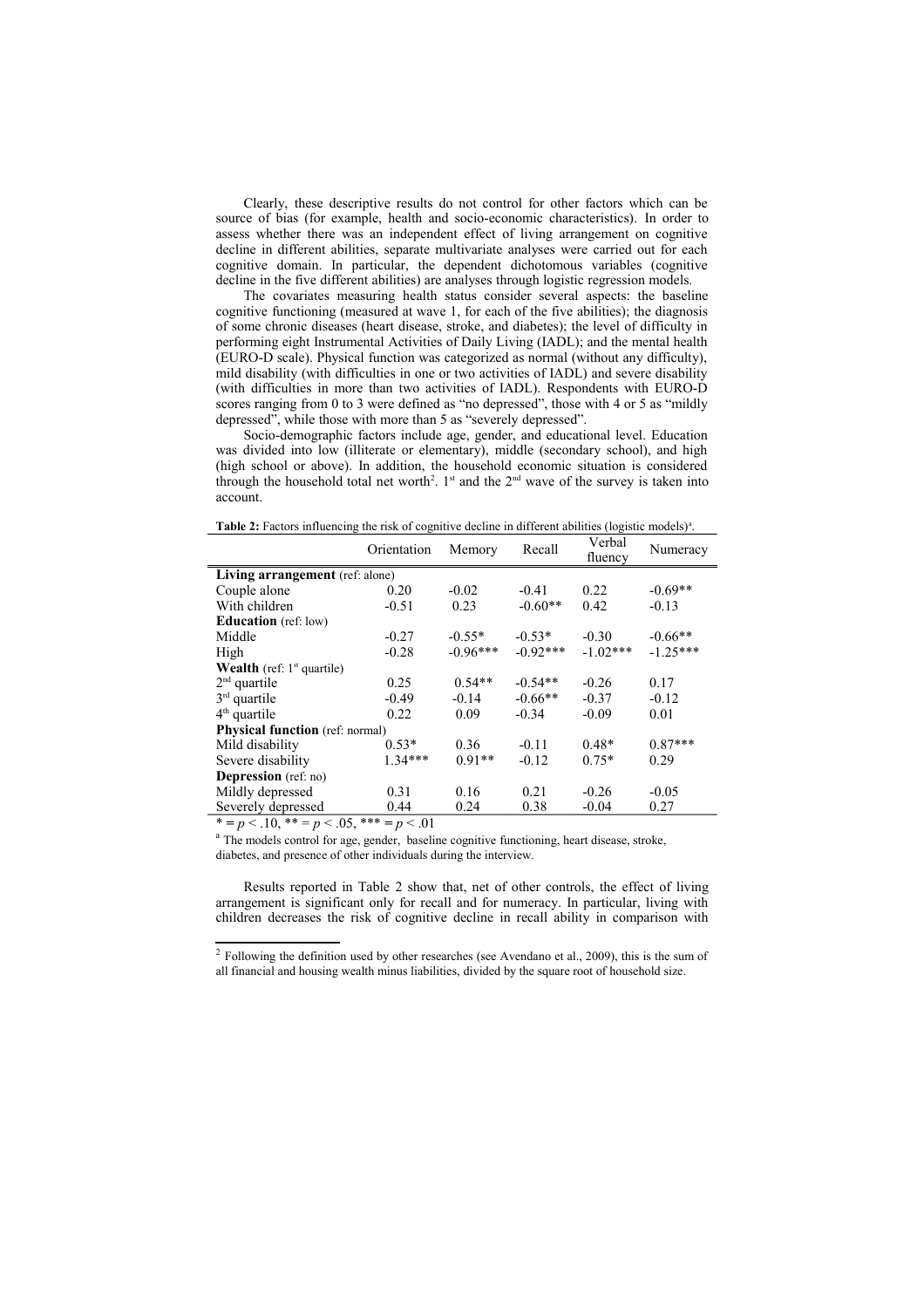Clearly, these descriptive results do not control for other factors which can be source of bias (for example, health and socio-economic characteristics). In order to assess whether there was an independent effect of living arrangement on cognitive decline in different abilities, separate multivariate analyses were carried out for each cognitive domain. In particular, the dependent dichotomous variables (cognitive decline in the five different abilities) are analyses through logistic regression models.

The covariates measuring health status consider several aspects: the baseline cognitive functioning (measured at wave 1, for each of the five abilities); the diagnosis of some chronic diseases (heart disease, stroke, and diabetes); the level of difficulty in performing eight Instrumental Activities of Daily Living (IADL); and the mental health (EURO-D scale). Physical function was categorized as normal (without any difficulty), mild disability (with difficulties in one or two activities of IADL) and severe disability (with difficulties in more than two activities of IADL). Respondents with EURO-D scores ranging from 0 to 3 were defined as "no depressed", those with 4 or 5 as "mildly depressed", while those with more than 5 as "severely depressed".

Socio-demographic factors include age, gender, and educational level. Education was divided into low (illiterate or elementary), middle (secondary school), and high (high school or above). In addition, the household economic situation is considered through the household total net worth[2]. 1st and the 2nd wave of the survey is taken into account.

**Table 2:** Factors influencing the risk of cognitive decline in different abilities (logistic models)[a].

| | Orientation | Memory | Recall | Verbal fluency | Numeracy |
|---|---|---|---|---|---|
| **Living arrangement** (ref: alone) | | | | | |
| Couple alone | 0.20 | -0.02 | -0.41 | 0.22 | -0.69** |
| With children | -0.51 | 0.23 | -0.60** | 0.42 | -0.13 |
| **Education** (ref: low) | | | | | |
| Middle | -0.27 | -0.55* | -0.53* | -0.30 | -0.66** |
| High | -0.28 | -0.96*** | -0.92*** | -1.02*** | -1.25*** |
| **Wealth** (ref: 1st quartile) | | | | | |
| 2nd quartile | 0.25 | 0.54** | -0.54** | -0.26 | 0.17 |
| 3rd quartile | -0.49 | -0.14 | -0.66** | -0.37 | -0.12 |
| 4th quartile | 0.22 | 0.09 | -0.34 | -0.09 | 0.01 |
| **Physical function** (ref: normal) | | | | | |
| Mild disability | 0.53* | 0.36 | -0.11 | 0.48* | 0.87*** |
| Severe disability | 1.34*** | 0.91** | -0.12 | 0.75* | 0.29 |
| **Depression** (ref: no) | | | | | |
| Mildly depressed | 0.31 | 0.16 | 0.21 | -0.26 | -0.05 |
| Severely depressed | 0.44 | 0.24 | 0.38 | -0.04 | 0.27 |

* = $p < .10$, ** = $p < .05$, *** = $p < .01$

[a] The models control for age, gender, baseline cognitive functioning, heart disease, stroke, diabetes, and presence of other individuals during the interview.

Results reported in Table 2 show that, net of other controls, the effect of living arrangement is significant only for recall and for numeracy. In particular, living with children decreases the risk of cognitive decline in recall ability in comparison with

[2] Following the definition used by other researches (see Avendano et al., 2009), this is the sum of all financial and housing wealth minus liabilities, divided by the square root of household size.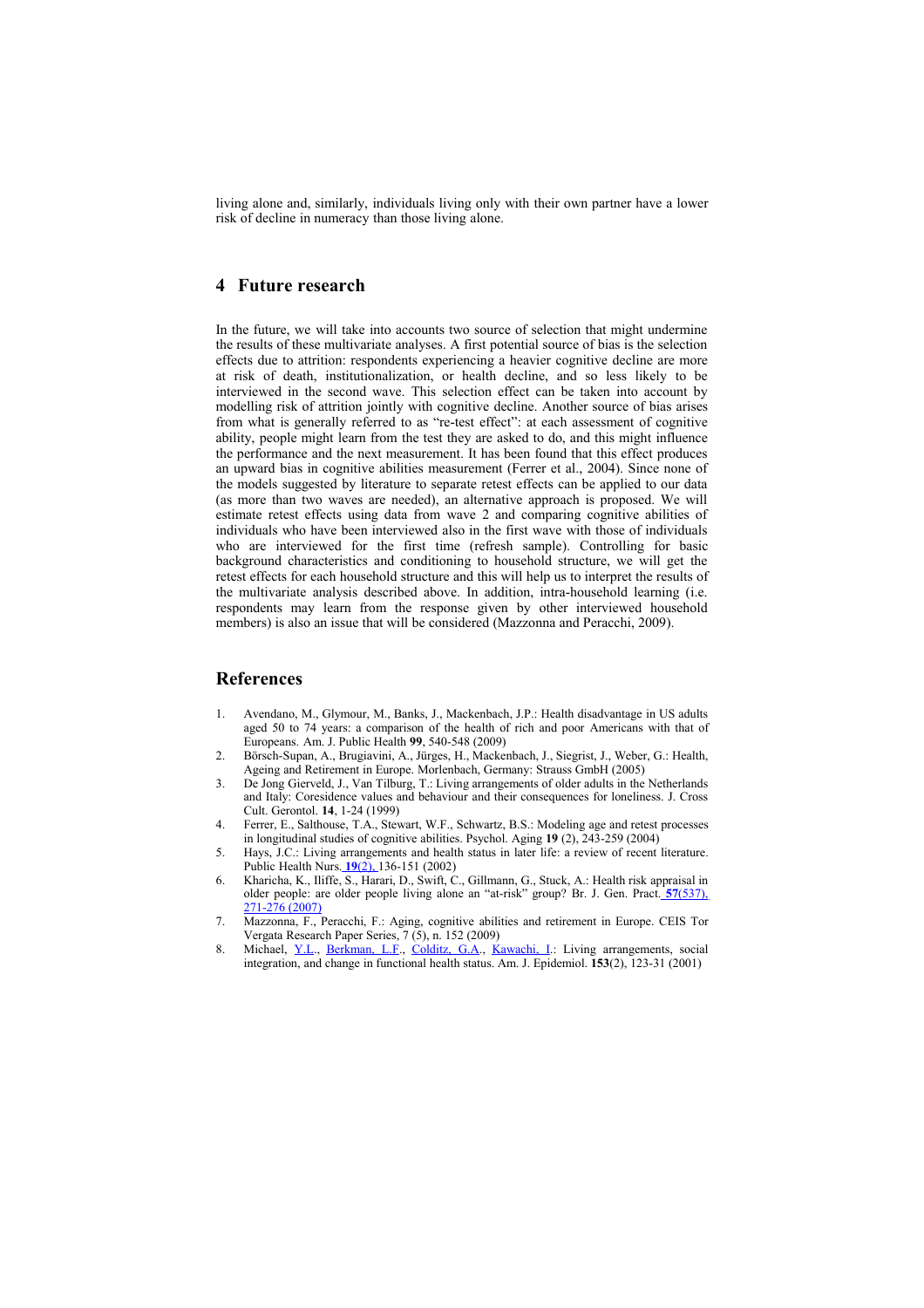living alone and, similarly, individuals living only with their own partner have a lower risk of decline in numeracy than those living alone.

## 4 Future research

In the future, we will take into accounts two source of selection that might undermine the results of these multivariate analyses. A first potential source of bias is the selection effects due to attrition: respondents experiencing a heavier cognitive decline are more at risk of death, institutionalization, or health decline, and so less likely to be interviewed in the second wave. This selection effect can be taken into account by modelling risk of attrition jointly with cognitive decline. Another source of bias arises from what is generally referred to as "re-test effect": at each assessment of cognitive ability, people might learn from the test they are asked to do, and this might influence the performance and the next measurement. It has been found that this effect produces an upward bias in cognitive abilities measurement (Ferrer et al., 2004). Since none of the models suggested by literature to separate retest effects can be applied to our data (as more than two waves are needed), an alternative approach is proposed. We will estimate retest effects using data from wave 2 and comparing cognitive abilities of individuals who have been interviewed also in the first wave with those of individuals who are interviewed for the first time (refresh sample). Controlling for basic background characteristics and conditioning to household structure, we will get the retest effects for each household structure and this will help us to interpret the results of the multivariate analysis described above. In addition, intra-household learning (i.e. respondents may learn from the response given by other interviewed household members) is also an issue that will be considered (Mazzonna and Peracchi, 2009).

## References

1. Avendano, M., Glymour, M., Banks, J., Mackenbach, J.P.: Health disadvantage in US adults aged 50 to 74 years: a comparison of the health of rich and poor Americans with that of Europeans. Am. J. Public Health **99**, 540-548 (2009)
2. Börsch-Supan, A., Brugiavini, A., Jürges, H., Mackenbach, J., Siegrist, J., Weber, G.: Health, Ageing and Retirement in Europe. Morlenbach, Germany: Strauss GmbH (2005)
3. De Jong Gierveld, J., Van Tilburg, T.: Living arrangements of older adults in the Netherlands and Italy: Coresidence values and behaviour and their consequences for loneliness. J. Cross Cult. Gerontol. **14**, 1-24 (1999)
4. Ferrer, E., Salthouse, T.A., Stewart, W.F., Schwartz, B.S.: Modeling age and retest processes in longitudinal studies of cognitive abilities. Psychol. Aging **19** (2), 243-259 (2004)
5. Hays, J.C.: Living arrangements and health status in later life: a review of recent literature. Public Health Nurs. **19**(2), 136-151 (2002)
6. Kharicha, K., Iliffe, S., Harari, D., Swift, C., Gillmann, G., Stuck, A.: Health risk appraisal in older people: are older people living alone an "at-risk" group? Br. J. Gen. Pract. **57**(537), 271-276 (2007)
7. Mazzonna, F., Peracchi, F.: Aging, cognitive abilities and retirement in Europe. CEIS Tor Vergata Research Paper Series, 7 (5), n. 152 (2009)
8. Michael, Y.L., Berkman, L.F., Colditz, G.A., Kawachi, I.: Living arrangements, social integration, and change in functional health status. Am. J. Epidemiol. **153**(2), 123-31 (2001)